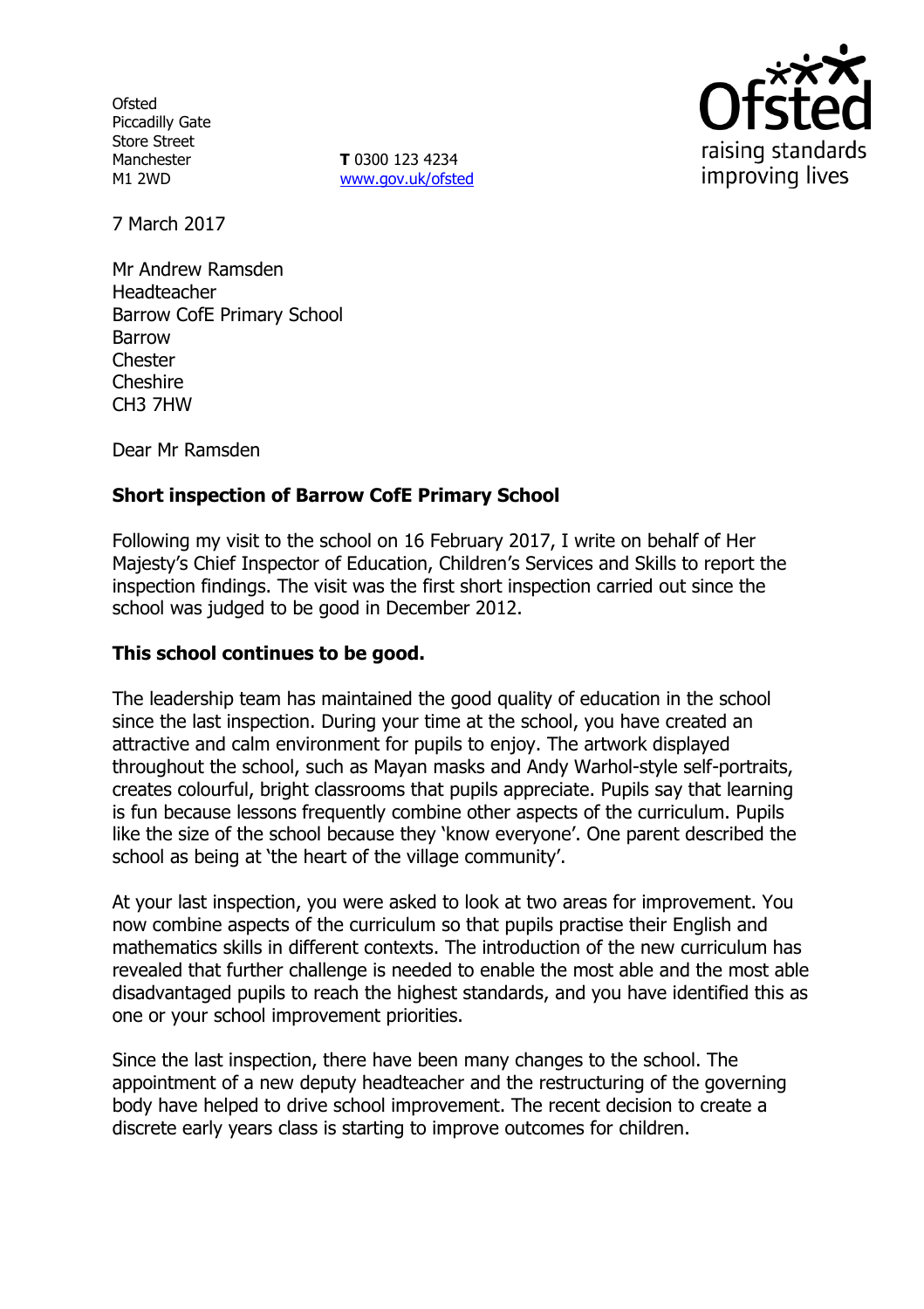Ofsted
Piccadilly Gate
Store Street
Manchester
M1 2WD

**T** 0300 123 4234
www.gov.uk/ofsted

7 March 2017

Mr Andrew Ramsden
Headteacher
Barrow CofE Primary School
Barrow
Chester
Cheshire
CH3 7HW

Dear Mr Ramsden

## Short inspection of Barrow CofE Primary School

Following my visit to the school on 16 February 2017, I write on behalf of Her Majesty's Chief Inspector of Education, Children's Services and Skills to report the inspection findings. The visit was the first short inspection carried out since the school was judged to be good in December 2012.

### This school continues to be good.

The leadership team has maintained the good quality of education in the school since the last inspection. During your time at the school, you have created an attractive and calm environment for pupils to enjoy. The artwork displayed throughout the school, such as Mayan masks and Andy Warhol-style self-portraits, creates colourful, bright classrooms that pupils appreciate. Pupils say that learning is fun because lessons frequently combine other aspects of the curriculum. Pupils like the size of the school because they 'know everyone'. One parent described the school as being at 'the heart of the village community'.

At your last inspection, you were asked to look at two areas for improvement. You now combine aspects of the curriculum so that pupils practise their English and mathematics skills in different contexts. The introduction of the new curriculum has revealed that further challenge is needed to enable the most able and the most able disadvantaged pupils to reach the highest standards, and you have identified this as one or your school improvement priorities.

Since the last inspection, there have been many changes to the school. The appointment of a new deputy headteacher and the restructuring of the governing body have helped to drive school improvement. The recent decision to create a discrete early years class is starting to improve outcomes for children.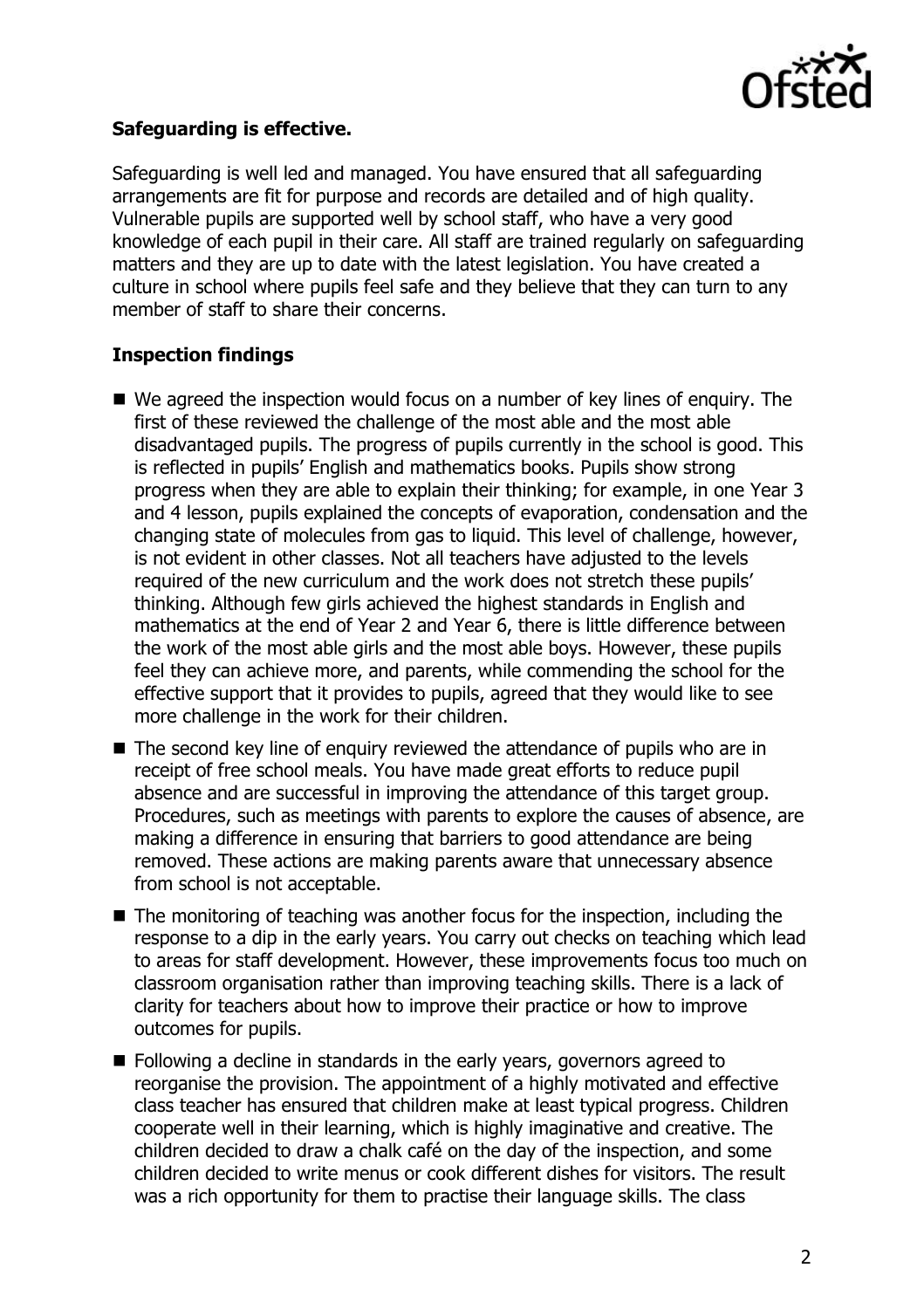**Safeguarding is effective.**

Safeguarding is well led and managed. You have ensured that all safeguarding arrangements are fit for purpose and records are detailed and of high quality. Vulnerable pupils are supported well by school staff, who have a very good knowledge of each pupil in their care. All staff are trained regularly on safeguarding matters and they are up to date with the latest legislation. You have created a culture in school where pupils feel safe and they believe that they can turn to any member of staff to share their concerns.

**Inspection findings**

- We agreed the inspection would focus on a number of key lines of enquiry. The first of these reviewed the challenge of the most able and the most able disadvantaged pupils. The progress of pupils currently in the school is good. This is reflected in pupils' English and mathematics books. Pupils show strong progress when they are able to explain their thinking; for example, in one Year 3 and 4 lesson, pupils explained the concepts of evaporation, condensation and the changing state of molecules from gas to liquid. This level of challenge, however, is not evident in other classes. Not all teachers have adjusted to the levels required of the new curriculum and the work does not stretch these pupils' thinking. Although few girls achieved the highest standards in English and mathematics at the end of Year 2 and Year 6, there is little difference between the work of the most able girls and the most able boys. However, these pupils feel they can achieve more, and parents, while commending the school for the effective support that it provides to pupils, agreed that they would like to see more challenge in the work for their children.
- The second key line of enquiry reviewed the attendance of pupils who are in receipt of free school meals. You have made great efforts to reduce pupil absence and are successful in improving the attendance of this target group. Procedures, such as meetings with parents to explore the causes of absence, are making a difference in ensuring that barriers to good attendance are being removed. These actions are making parents aware that unnecessary absence from school is not acceptable.
- The monitoring of teaching was another focus for the inspection, including the response to a dip in the early years. You carry out checks on teaching which lead to areas for staff development. However, these improvements focus too much on classroom organisation rather than improving teaching skills. There is a lack of clarity for teachers about how to improve their practice or how to improve outcomes for pupils.
- Following a decline in standards in the early years, governors agreed to reorganise the provision. The appointment of a highly motivated and effective class teacher has ensured that children make at least typical progress. Children cooperate well in their learning, which is highly imaginative and creative. The children decided to draw a chalk café on the day of the inspection, and some children decided to write menus or cook different dishes for visitors. The result was a rich opportunity for them to practise their language skills. The class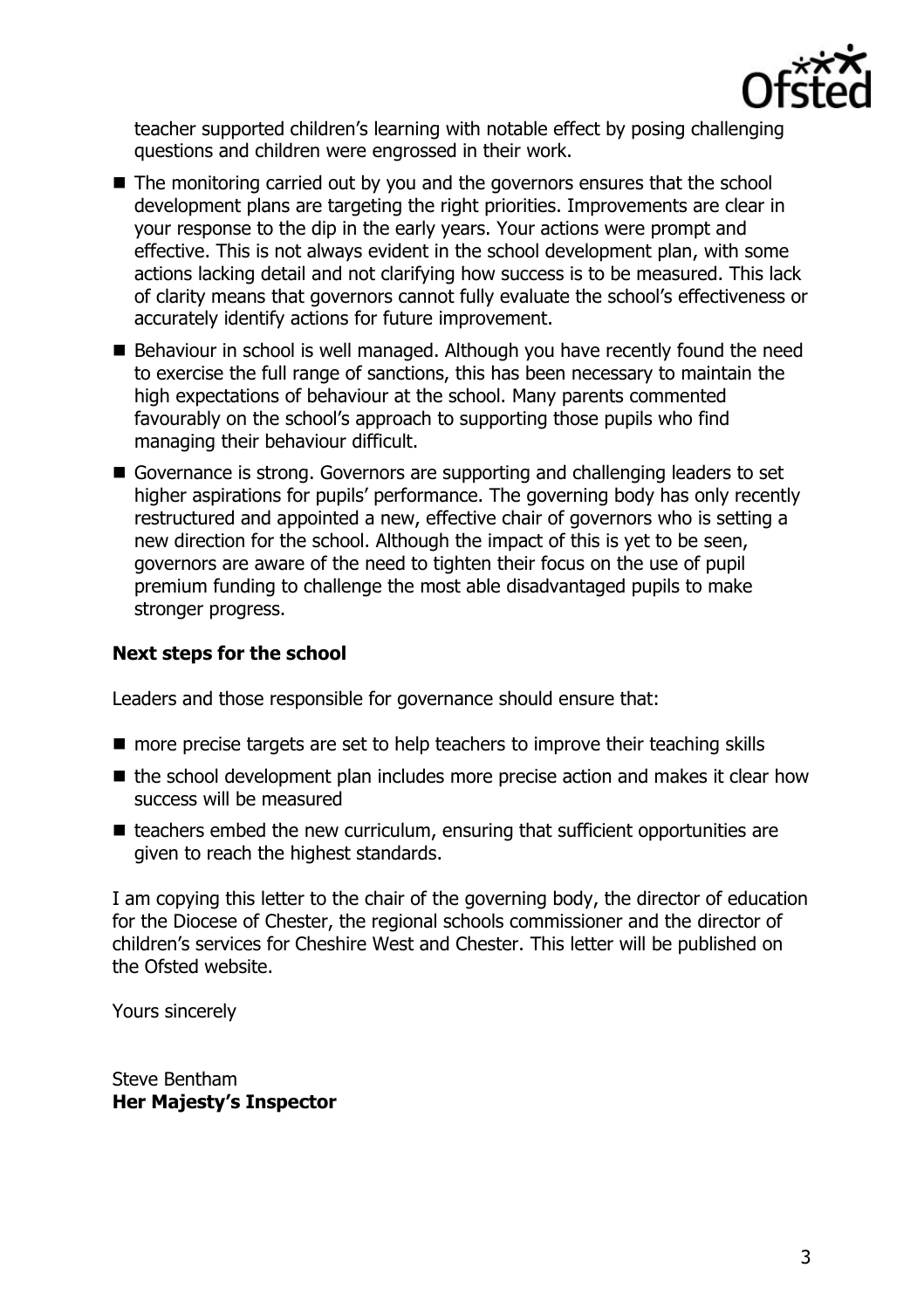teacher supported children's learning with notable effect by posing challenging questions and children were engrossed in their work.

- The monitoring carried out by you and the governors ensures that the school development plans are targeting the right priorities. Improvements are clear in your response to the dip in the early years. Your actions were prompt and effective. This is not always evident in the school development plan, with some actions lacking detail and not clarifying how success is to be measured. This lack of clarity means that governors cannot fully evaluate the school's effectiveness or accurately identify actions for future improvement.
- Behaviour in school is well managed. Although you have recently found the need to exercise the full range of sanctions, this has been necessary to maintain the high expectations of behaviour at the school. Many parents commented favourably on the school's approach to supporting those pupils who find managing their behaviour difficult.
- Governance is strong. Governors are supporting and challenging leaders to set higher aspirations for pupils' performance. The governing body has only recently restructured and appointed a new, effective chair of governors who is setting a new direction for the school. Although the impact of this is yet to be seen, governors are aware of the need to tighten their focus on the use of pupil premium funding to challenge the most able disadvantaged pupils to make stronger progress.

## Next steps for the school

Leaders and those responsible for governance should ensure that:

- more precise targets are set to help teachers to improve their teaching skills
- the school development plan includes more precise action and makes it clear how success will be measured
- teachers embed the new curriculum, ensuring that sufficient opportunities are given to reach the highest standards.

I am copying this letter to the chair of the governing body, the director of education for the Diocese of Chester, the regional schools commissioner and the director of children's services for Cheshire West and Chester. This letter will be published on the Ofsted website.

Yours sincerely

Steve Bentham
**Her Majesty's Inspector**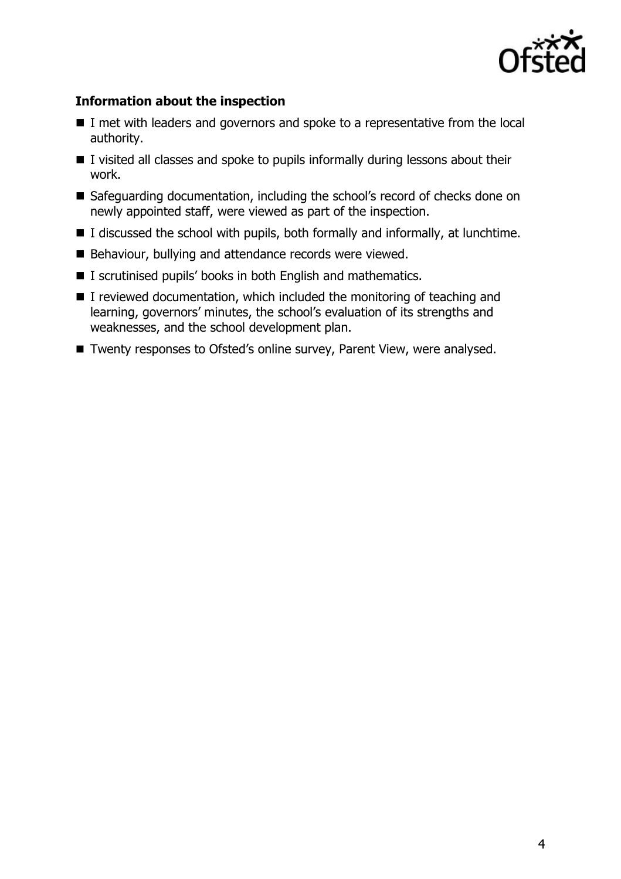**Information about the inspection**

- I met with leaders and governors and spoke to a representative from the local authority.
- I visited all classes and spoke to pupils informally during lessons about their work.
- Safeguarding documentation, including the school's record of checks done on newly appointed staff, were viewed as part of the inspection.
- I discussed the school with pupils, both formally and informally, at lunchtime.
- Behaviour, bullying and attendance records were viewed.
- I scrutinised pupils' books in both English and mathematics.
- I reviewed documentation, which included the monitoring of teaching and learning, governors' minutes, the school's evaluation of its strengths and weaknesses, and the school development plan.
- Twenty responses to Ofsted's online survey, Parent View, were analysed.